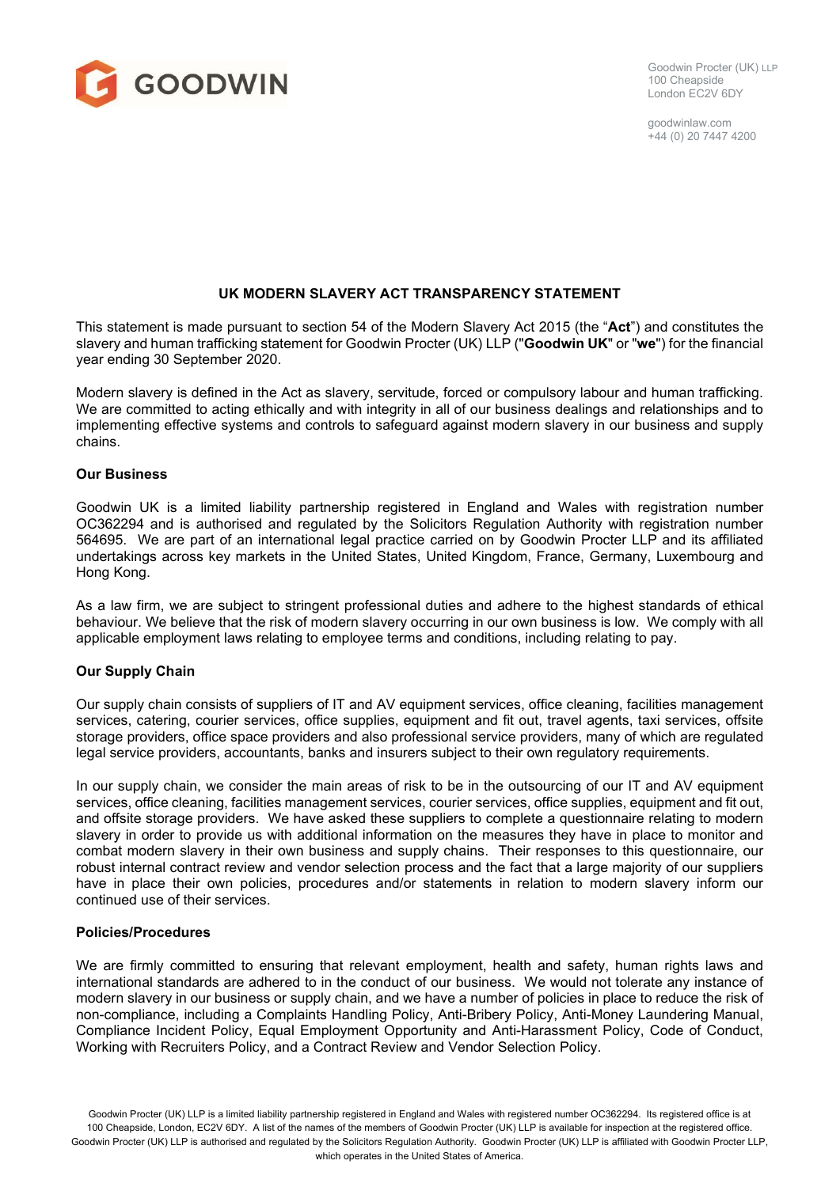Goodwin Procter (UK) LLP
100 Cheapside
London EC2V 6DY

goodwinlaw.com
+44 (0) 20 7447 4200

## UK MODERN SLAVERY ACT TRANSPARENCY STATEMENT

This statement is made pursuant to section 54 of the Modern Slavery Act 2015 (the "**Act**") and constitutes the slavery and human trafficking statement for Goodwin Procter (UK) LLP ("**Goodwin UK**" or "**we**") for the financial year ending 30 September 2020.

Modern slavery is defined in the Act as slavery, servitude, forced or compulsory labour and human trafficking. We are committed to acting ethically and with integrity in all of our business dealings and relationships and to implementing effective systems and controls to safeguard against modern slavery in our business and supply chains.

### Our Business

Goodwin UK is a limited liability partnership registered in England and Wales with registration number OC362294 and is authorised and regulated by the Solicitors Regulation Authority with registration number 564695. We are part of an international legal practice carried on by Goodwin Procter LLP and its affiliated undertakings across key markets in the United States, United Kingdom, France, Germany, Luxembourg and Hong Kong.

As a law firm, we are subject to stringent professional duties and adhere to the highest standards of ethical behaviour. We believe that the risk of modern slavery occurring in our own business is low. We comply with all applicable employment laws relating to employee terms and conditions, including relating to pay.

### Our Supply Chain

Our supply chain consists of suppliers of IT and AV equipment services, office cleaning, facilities management services, catering, courier services, office supplies, equipment and fit out, travel agents, taxi services, offsite storage providers, office space providers and also professional service providers, many of which are regulated legal service providers, accountants, banks and insurers subject to their own regulatory requirements.

In our supply chain, we consider the main areas of risk to be in the outsourcing of our IT and AV equipment services, office cleaning, facilities management services, courier services, office supplies, equipment and fit out, and offsite storage providers. We have asked these suppliers to complete a questionnaire relating to modern slavery in order to provide us with additional information on the measures they have in place to monitor and combat modern slavery in their own business and supply chains. Their responses to this questionnaire, our robust internal contract review and vendor selection process and the fact that a large majority of our suppliers have in place their own policies, procedures and/or statements in relation to modern slavery inform our continued use of their services.

### Policies/Procedures

We are firmly committed to ensuring that relevant employment, health and safety, human rights laws and international standards are adhered to in the conduct of our business. We would not tolerate any instance of modern slavery in our business or supply chain, and we have a number of policies in place to reduce the risk of non-compliance, including a Complaints Handling Policy, Anti-Bribery Policy, Anti-Money Laundering Manual, Compliance Incident Policy, Equal Employment Opportunity and Anti-Harassment Policy, Code of Conduct, Working with Recruiters Policy, and a Contract Review and Vendor Selection Policy.

Goodwin Procter (UK) LLP is a limited liability partnership registered in England and Wales with registered number OC362294. Its registered office is at 100 Cheapside, London, EC2V 6DY. A list of the names of the members of Goodwin Procter (UK) LLP is available for inspection at the registered office. Goodwin Procter (UK) LLP is authorised and regulated by the Solicitors Regulation Authority. Goodwin Procter (UK) LLP is affiliated with Goodwin Procter LLP, which operates in the United States of America.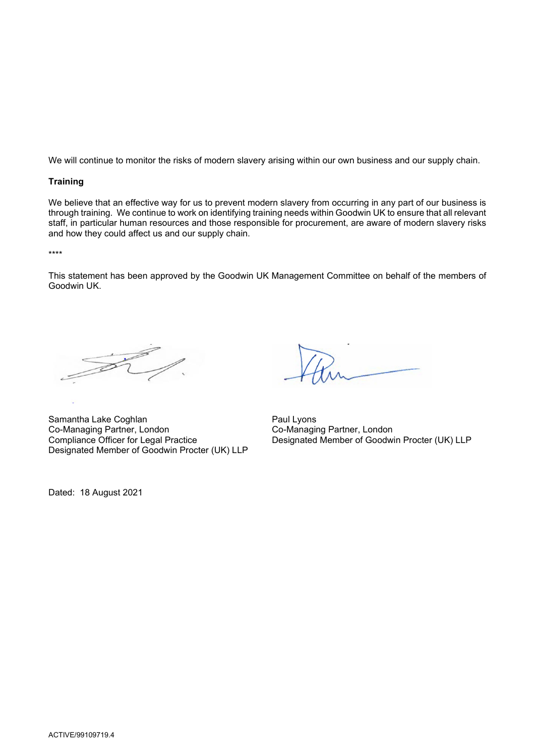We will continue to monitor the risks of modern slavery arising within our own business and our supply chain.

**Training**

We believe that an effective way for us to prevent modern slavery from occurring in any part of our business is through training. We continue to work on identifying training needs within Goodwin UK to ensure that all relevant staff, in particular human resources and those responsible for procurement, are aware of modern slavery risks and how they could affect us and our supply chain.

****

This statement has been approved by the Goodwin UK Management Committee on behalf of the members of Goodwin UK.

Samantha Lake Coghlan
Co-Managing Partner, London
Compliance Officer for Legal Practice
Designated Member of Goodwin Procter (UK) LLP

Paul Lyons
Co-Managing Partner, London
Designated Member of Goodwin Procter (UK) LLP

Dated: 18 August 2021

ACTIVE/99109719.4